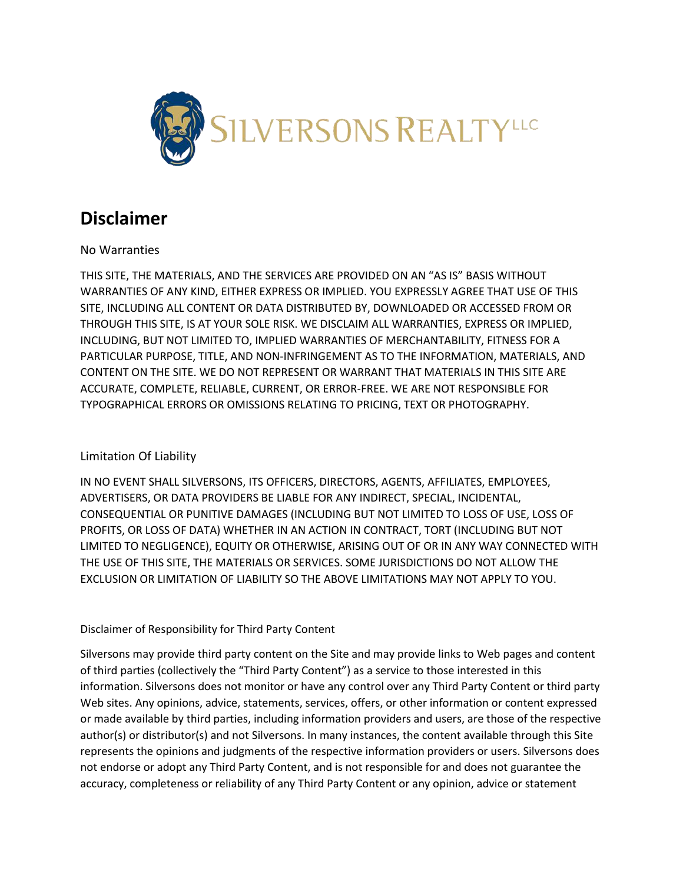SILVERSONS REALTY LLC

# Disclaimer

## No Warranties

THIS SITE, THE MATERIALS, AND THE SERVICES ARE PROVIDED ON AN "AS IS" BASIS WITHOUT WARRANTIES OF ANY KIND, EITHER EXPRESS OR IMPLIED. YOU EXPRESSLY AGREE THAT USE OF THIS SITE, INCLUDING ALL CONTENT OR DATA DISTRIBUTED BY, DOWNLOADED OR ACCESSED FROM OR THROUGH THIS SITE, IS AT YOUR SOLE RISK. WE DISCLAIM ALL WARRANTIES, EXPRESS OR IMPLIED, INCLUDING, BUT NOT LIMITED TO, IMPLIED WARRANTIES OF MERCHANTABILITY, FITNESS FOR A PARTICULAR PURPOSE, TITLE, AND NON-INFRINGEMENT AS TO THE INFORMATION, MATERIALS, AND CONTENT ON THE SITE. WE DO NOT REPRESENT OR WARRANT THAT MATERIALS IN THIS SITE ARE ACCURATE, COMPLETE, RELIABLE, CURRENT, OR ERROR-FREE. WE ARE NOT RESPONSIBLE FOR TYPOGRAPHICAL ERRORS OR OMISSIONS RELATING TO PRICING, TEXT OR PHOTOGRAPHY.

## Limitation Of Liability

IN NO EVENT SHALL SILVERSONS, ITS OFFICERS, DIRECTORS, AGENTS, AFFILIATES, EMPLOYEES, ADVERTISERS, OR DATA PROVIDERS BE LIABLE FOR ANY INDIRECT, SPECIAL, INCIDENTAL, CONSEQUENTIAL OR PUNITIVE DAMAGES (INCLUDING BUT NOT LIMITED TO LOSS OF USE, LOSS OF PROFITS, OR LOSS OF DATA) WHETHER IN AN ACTION IN CONTRACT, TORT (INCLUDING BUT NOT LIMITED TO NEGLIGENCE), EQUITY OR OTHERWISE, ARISING OUT OF OR IN ANY WAY CONNECTED WITH THE USE OF THIS SITE, THE MATERIALS OR SERVICES. SOME JURISDICTIONS DO NOT ALLOW THE EXCLUSION OR LIMITATION OF LIABILITY SO THE ABOVE LIMITATIONS MAY NOT APPLY TO YOU.

## Disclaimer of Responsibility for Third Party Content

Silversons may provide third party content on the Site and may provide links to Web pages and content of third parties (collectively the "Third Party Content") as a service to those interested in this information. Silversons does not monitor or have any control over any Third Party Content or third party Web sites. Any opinions, advice, statements, services, offers, or other information or content expressed or made available by third parties, including information providers and users, are those of the respective author(s) or distributor(s) and not Silversons. In many instances, the content available through this Site represents the opinions and judgments of the respective information providers or users. Silversons does not endorse or adopt any Third Party Content, and is not responsible for and does not guarantee the accuracy, completeness or reliability of any Third Party Content or any opinion, advice or statement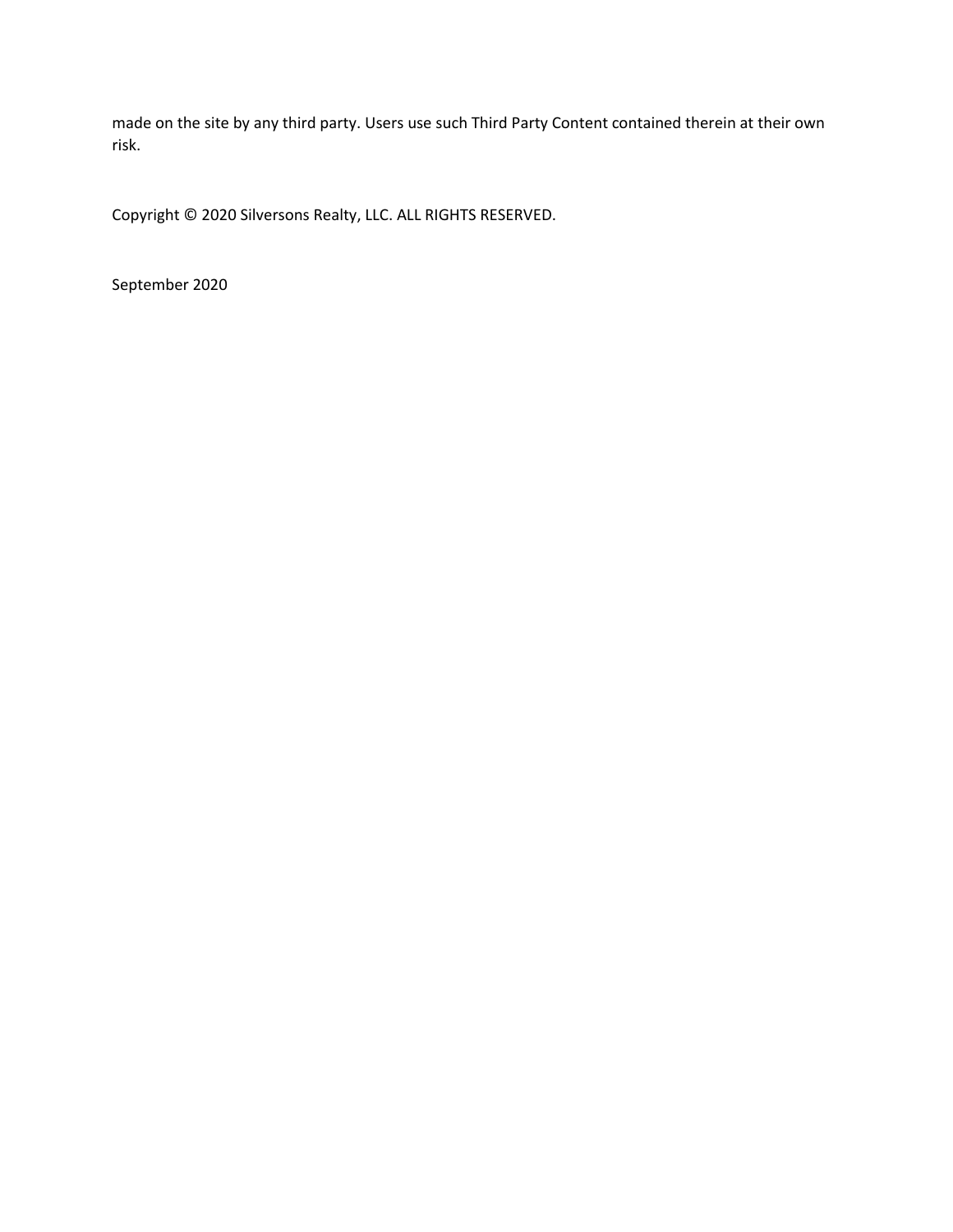made on the site by any third party. Users use such Third Party Content contained therein at their own risk.

Copyright © 2020 Silversons Realty, LLC. ALL RIGHTS RESERVED.

September 2020